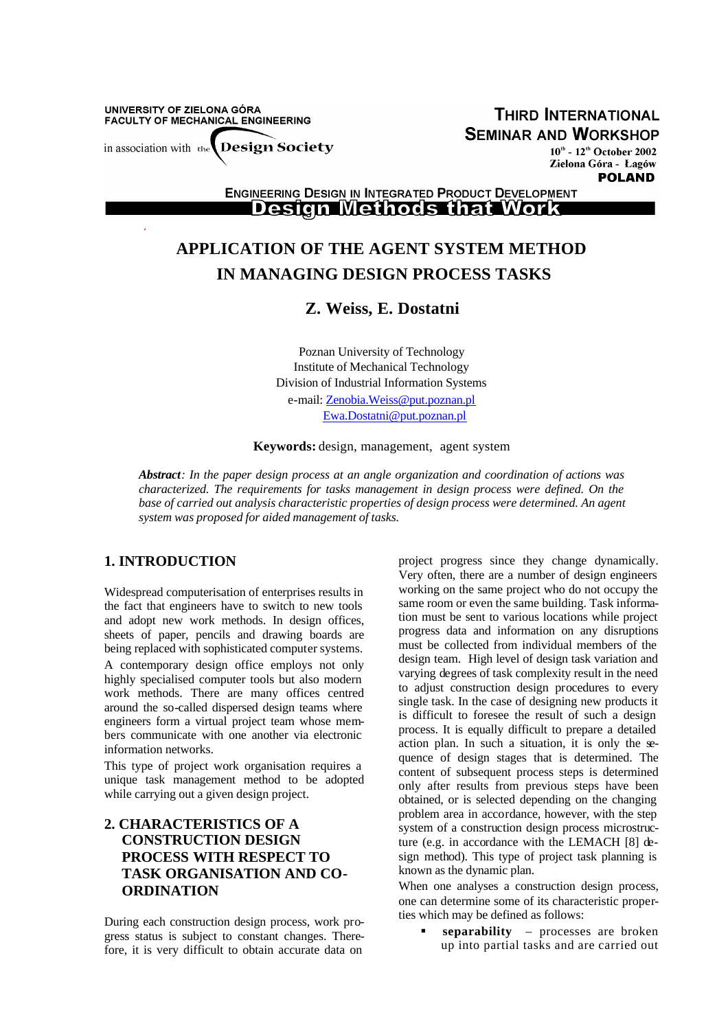UNIVERSITY OF ZIELONA GÓRA
FACULTY OF MECHANICAL ENGINEERING

in association with the Design Society

THIRD INTERNATIONAL SEMINAR AND WORKSHOP
10th - 12th October 2002
Zielona Góra - Łagów
POLAND

ENGINEERING DESIGN IN INTEGRATED PRODUCT DEVELOPMENT
Design Methods that Work

# APPLICATION OF THE AGENT SYSTEM METHOD IN MANAGING DESIGN PROCESS TASKS

**Z. Weiss, E. Dostatni**

Poznan University of Technology
Institute of Mechanical Technology
Division of Industrial Information Systems
e-mail: Zenobia.Weiss@put.poznan.pl
Ewa.Dostatni@put.poznan.pl

**Keywords:** design, management, agent system

***Abstract****: In the paper design process at an angle organization and coordination of actions was characterized. The requirements for tasks management in design process were defined. On the base of carried out analysis characteristic properties of design process were determined. An agent system was proposed for aided management of tasks.*

## 1. INTRODUCTION

Widespread computerisation of enterprises results in the fact that engineers have to switch to new tools and adopt new work methods. In design offices, sheets of paper, pencils and drawing boards are being replaced with sophisticated computer systems.

A contemporary design office employs not only highly specialised computer tools but also modern work methods. There are many offices centred around the so-called dispersed design teams where engineers form a virtual project team whose members communicate with one another via electronic information networks.

This type of project work organisation requires a unique task management method to be adopted while carrying out a given design project.

## 2. CHARACTERISTICS OF A CONSTRUCTION DESIGN PROCESS WITH RESPECT TO TASK ORGANISATION AND CO-ORDINATION

During each construction design process, work progress status is subject to constant changes. Therefore, it is very difficult to obtain accurate data on project progress since they change dynamically. Very often, there are a number of design engineers working on the same project who do not occupy the same room or even the same building. Task information must be sent to various locations while project progress data and information on any disruptions must be collected from individual members of the design team. High level of design task variation and varying degrees of task complexity result in the need to adjust construction design procedures to every single task. In the case of designing new products it is difficult to foresee the result of such a design process. It is equally difficult to prepare a detailed action plan. In such a situation, it is only the sequence of design stages that is determined. The content of subsequent process steps is determined only after results from previous steps have been obtained, or is selected depending on the changing problem area in accordance, however, with the step system of a construction design process microstructure (e.g. in accordance with the LEMACH [8] design method). This type of project task planning is known as the dynamic plan.

When one analyses a construction design process, one can determine some of its characteristic properties which may be defined as follows:

- **separability** – processes are broken up into partial tasks and are carried out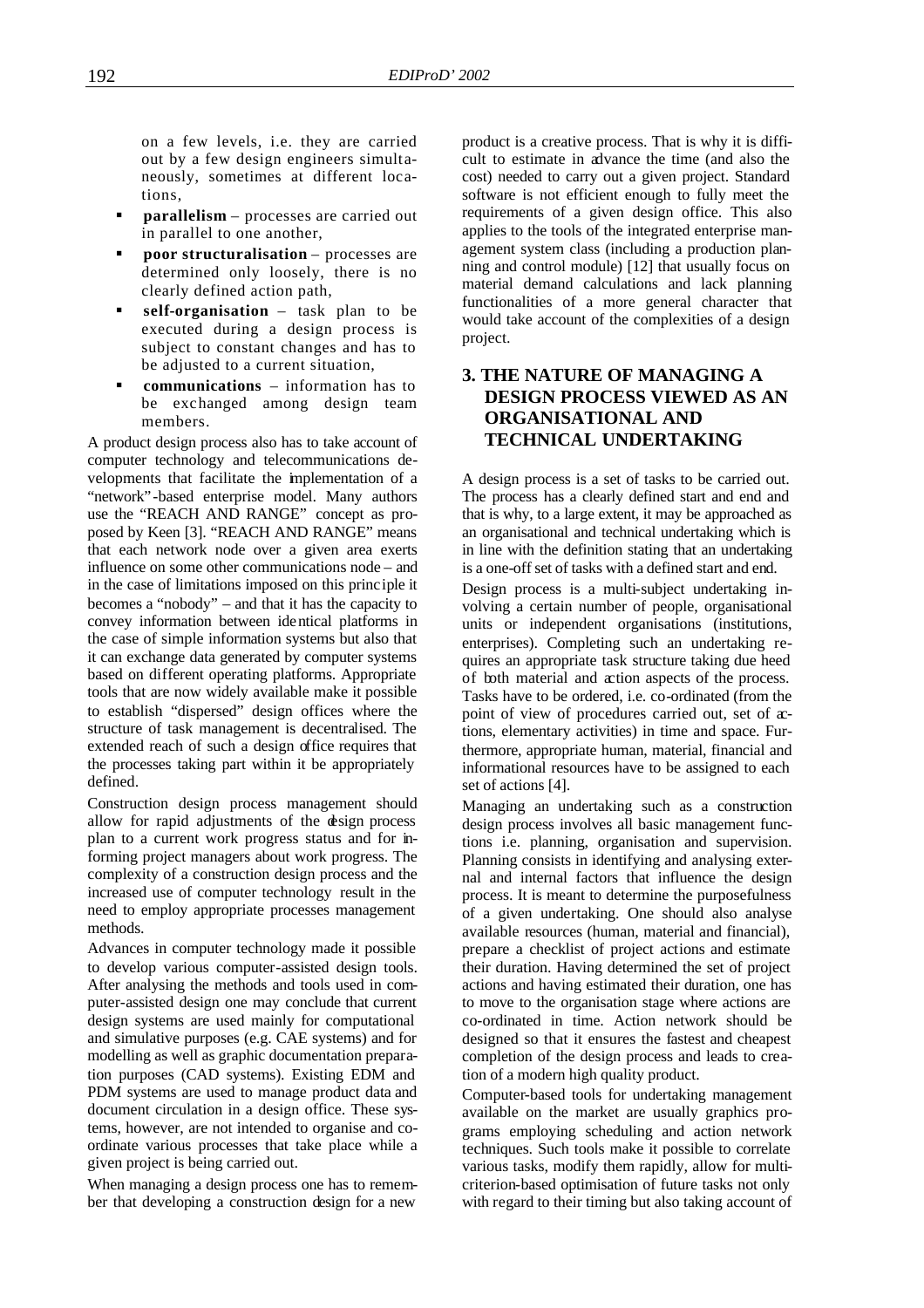on a few levels, i.e. they are carried out by a few design engineers simultaneously, sometimes at different locations,

- **parallelism** – processes are carried out in parallel to one another,
- **poor structuralisation** – processes are determined only loosely, there is no clearly defined action path,
- **self-organisation** – task plan to be executed during a design process is subject to constant changes and has to be adjusted to a current situation,
- **communications** – information has to be exchanged among design team members.

A product design process also has to take account of computer technology and telecommunications developments that facilitate the implementation of a "network"-based enterprise model. Many authors use the "REACH AND RANGE" concept as proposed by Keen [3]. "REACH AND RANGE" means that each network node over a given area exerts influence on some other communications node – and in the case of limitations imposed on this principle it becomes a "nobody" – and that it has the capacity to convey information between identical platforms in the case of simple information systems but also that it can exchange data generated by computer systems based on different operating platforms. Appropriate tools that are now widely available make it possible to establish "dispersed" design offices where the structure of task management is decentralised. The extended reach of such a design office requires that the processes taking part within it be appropriately defined.

Construction design process management should allow for rapid adjustments of the design process plan to a current work progress status and for informing project managers about work progress. The complexity of a construction design process and the increased use of computer technology result in the need to employ appropriate processes management methods.

Advances in computer technology made it possible to develop various computer-assisted design tools. After analysing the methods and tools used in computer-assisted design one may conclude that current design systems are used mainly for computational and simulative purposes (e.g. CAE systems) and for modelling as well as graphic documentation preparation purposes (CAD systems). Existing EDM and PDM systems are used to manage product data and document circulation in a design office. These systems, however, are not intended to organise and coordinate various processes that take place while a given project is being carried out.

When managing a design process one has to remember that developing a construction design for a new product is a creative process. That is why it is difficult to estimate in advance the time (and also the cost) needed to carry out a given project. Standard software is not efficient enough to fully meet the requirements of a given design office. This also applies to the tools of the integrated enterprise management system class (including a production planning and control module) [12] that usually focus on material demand calculations and lack planning functionalities of a more general character that would take account of the complexities of a design project.

## 3. THE NATURE OF MANAGING A DESIGN PROCESS VIEWED AS AN ORGANISATIONAL AND TECHNICAL UNDERTAKING

A design process is a set of tasks to be carried out. The process has a clearly defined start and end and that is why, to a large extent, it may be approached as an organisational and technical undertaking which is in line with the definition stating that an undertaking is a one-off set of tasks with a defined start and end.

Design process is a multi-subject undertaking involving a certain number of people, organisational units or independent organisations (institutions, enterprises). Completing such an undertaking requires an appropriate task structure taking due heed of both material and action aspects of the process. Tasks have to be ordered, i.e. co-ordinated (from the point of view of procedures carried out, set of actions, elementary activities) in time and space. Furthermore, appropriate human, material, financial and informational resources have to be assigned to each set of actions [4].

Managing an undertaking such as a construction design process involves all basic management functions i.e. planning, organisation and supervision. Planning consists in identifying and analysing external and internal factors that influence the design process. It is meant to determine the purposefulness of a given undertaking. One should also analyse available resources (human, material and financial), prepare a checklist of project actions and estimate their duration. Having determined the set of project actions and having estimated their duration, one has to move to the organisation stage where actions are co-ordinated in time. Action network should be designed so that it ensures the fastest and cheapest completion of the design process and leads to creation of a modern high quality product.

Computer-based tools for undertaking management available on the market are usually graphics programs employing scheduling and action network techniques. Such tools make it possible to correlate various tasks, modify them rapidly, allow for multi-criterion-based optimisation of future tasks not only with regard to their timing but also taking account of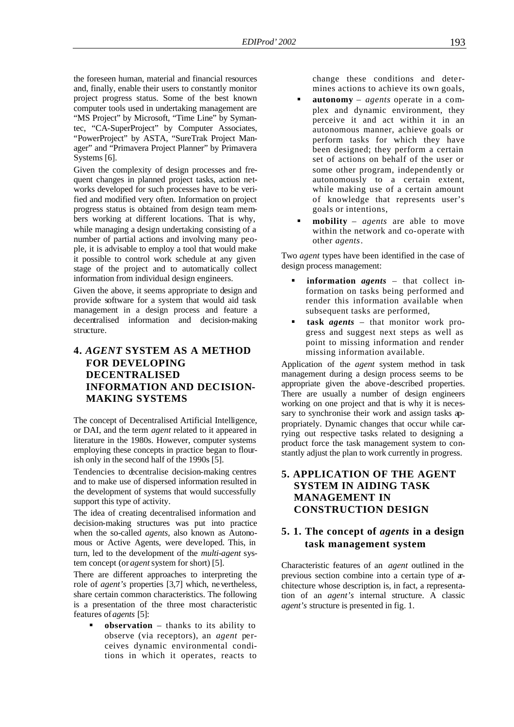the foreseen human, material and financial resources and, finally, enable their users to constantly monitor project progress status. Some of the best known computer tools used in undertaking management are "MS Project" by Microsoft, "Time Line" by Symantec, "CA-SuperProject" by Computer Associates, "PowerProject" by ASTA, "SureTrak Project Manager" and "Primavera Project Planner" by Primavera Systems [6].

Given the complexity of design processes and frequent changes in planned project tasks, action networks developed for such processes have to be verified and modified very often. Information on project progress status is obtained from design team members working at different locations. That is why, while managing a design undertaking consisting of a number of partial actions and involving many people, it is advisable to employ a tool that would make it possible to control work schedule at any given stage of the project and to automatically collect information from individual design engineers.

Given the above, it seems appropriate to design and provide software for a system that would aid task management in a design process and feature a decentralised information and decision-making structure.

## 4. *AGENT* SYSTEM AS A METHOD FOR DEVELOPING DECENTRALISED INFORMATION AND DECISION-MAKING SYSTEMS

The concept of Decentralised Artificial Intelligence, or DAI, and the term *agent* related to it appeared in literature in the 1980s. However, computer systems employing these concepts in practice began to flourish only in the second half of the 1990s [5].

Tendencies to decentralise decision-making centres and to make use of dispersed information resulted in the development of systems that would successfully support this type of activity.

The idea of creating decentralised information and decision-making structures was put into practice when the so-called *agents*, also known as Autonomous or Active Agents, were developed. This, in turn, led to the development of the *multi-agent* system concept (or *agent* system for short) [5].

There are different approaches to interpreting the role of *agent's* properties [3,7] which, nevertheless, share certain common characteristics. The following is a presentation of the three most characteristic features of *agents* [5]:

- **observation** – thanks to its ability to observe (via receptors), an *agent* perceives dynamic environmental conditions in which it operates, reacts to change these conditions and determines actions to achieve its own goals,
- **autonomy** – *agents* operate in a complex and dynamic environment, they perceive it and act within it in an autonomous manner, achieve goals or perform tasks for which they have been designed; they perform a certain set of actions on behalf of the user or some other program, independently or autonomously to a certain extent, while making use of a certain amount of knowledge that represents user's goals or intentions,
- **mobility** – *agents* are able to move within the network and co-operate with other *agents*.

Two *agent* types have been identified in the case of design process management:

- **information *agents*** – that collect information on tasks being performed and render this information available when subsequent tasks are performed,
- **task *agents*** – that monitor work progress and suggest next steps as well as point to missing information and render missing information available.

Application of the *agent* system method in task management during a design process seems to be appropriate given the above-described properties. There are usually a number of design engineers working on one project and that is why it is necessary to synchronise their work and assign tasks appropriately. Dynamic changes that occur while carrying out respective tasks related to designing a product force the task management system to constantly adjust the plan to work currently in progress.

## 5. APPLICATION OF THE AGENT SYSTEM IN AIDING TASK MANAGEMENT IN CONSTRUCTION DESIGN

### 5. 1. The concept of *agents* in a design task management system

Characteristic features of an *agent* outlined in the previous section combine into a certain type of architecture whose description is, in fact, a representation of an *agent's* internal structure. A classic *agent's* structure is presented in fig. 1.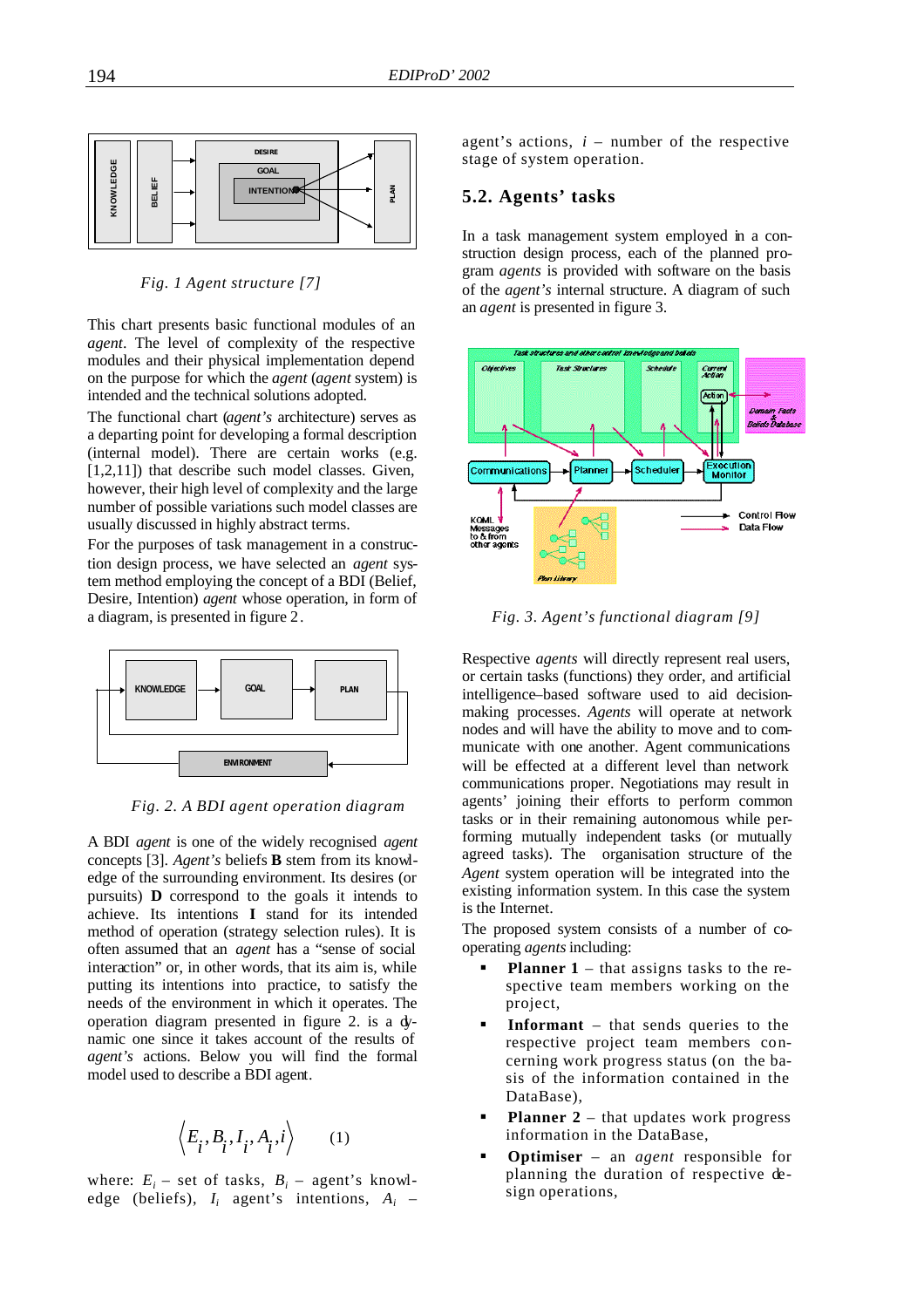Fig. 1 Agent structure [7]

This chart presents basic functional modules of an *agent*. The level of complexity of the respective modules and their physical implementation depend on the purpose for which the *agent* (*agent* system) is intended and the technical solutions adopted.

The functional chart (*agent's* architecture) serves as a departing point for developing a formal description (internal model). There are certain works (e.g. [1,2,11]) that describe such model classes. Given, however, their high level of complexity and the large number of possible variations such model classes are usually discussed in highly abstract terms.

For the purposes of task management in a construction design process, we have selected an *agent* system method employing the concept of a BDI (Belief, Desire, Intention) *agent* whose operation, in form of a diagram, is presented in figure 2.

Fig. 2. A BDI agent operation diagram

A BDI *agent* is one of the widely recognised *agent* concepts [3]. *Agent's* beliefs **B** stem from its knowledge of the surrounding environment. Its desires (or pursuits) **D** correspond to the goals it intends to achieve. Its intentions **I** stand for its intended method of operation (strategy selection rules). It is often assumed that an *agent* has a "sense of social interaction" or, in other words, that its aim is, while putting its intentions into practice, to satisfy the needs of the environment in which it operates. The operation diagram presented in figure 2. is a dynamic one since it takes account of the results of *agent's* actions. Below you will find the formal model used to describe a BDI agent.

$$\langle E_i, B_i, I_i, A_i, i \rangle \qquad (1)$$

where: $E_i$ – set of tasks, $B_i$ – agent's knowledge (beliefs), $I_i$ agent's intentions, $A_i$ – agent's actions, $i$ – number of the respective stage of system operation.

## 5.2. Agents' tasks

In a task management system employed in a construction design process, each of the planned program *agents* is provided with software on the basis of the *agent's* internal structure. A diagram of such an *agent* is presented in figure 3.

Fig. 3. Agent's functional diagram [9]

Respective *agents* will directly represent real users, or certain tasks (functions) they order, and artificial intelligence–based software used to aid decision-making processes. *Agents* will operate at network nodes and will have the ability to move and to communicate with one another. Agent communications will be effected at a different level than network communications proper. Negotiations may result in agents' joining their efforts to perform common tasks or in their remaining autonomous while performing mutually independent tasks (or mutually agreed tasks). The organisation structure of the *Agent* system operation will be integrated into the existing information system. In this case the system is the Internet.

The proposed system consists of a number of co-operating *agents* including:

- **Planner 1** – that assigns tasks to the respective team members working on the project,
- **Informant** – that sends queries to the respective project team members concerning work progress status (on the basis of the information contained in the DataBase),
- **Planner 2** – that updates work progress information in the DataBase,
- **Optimiser** – an *agent* responsible for planning the duration of respective design operations,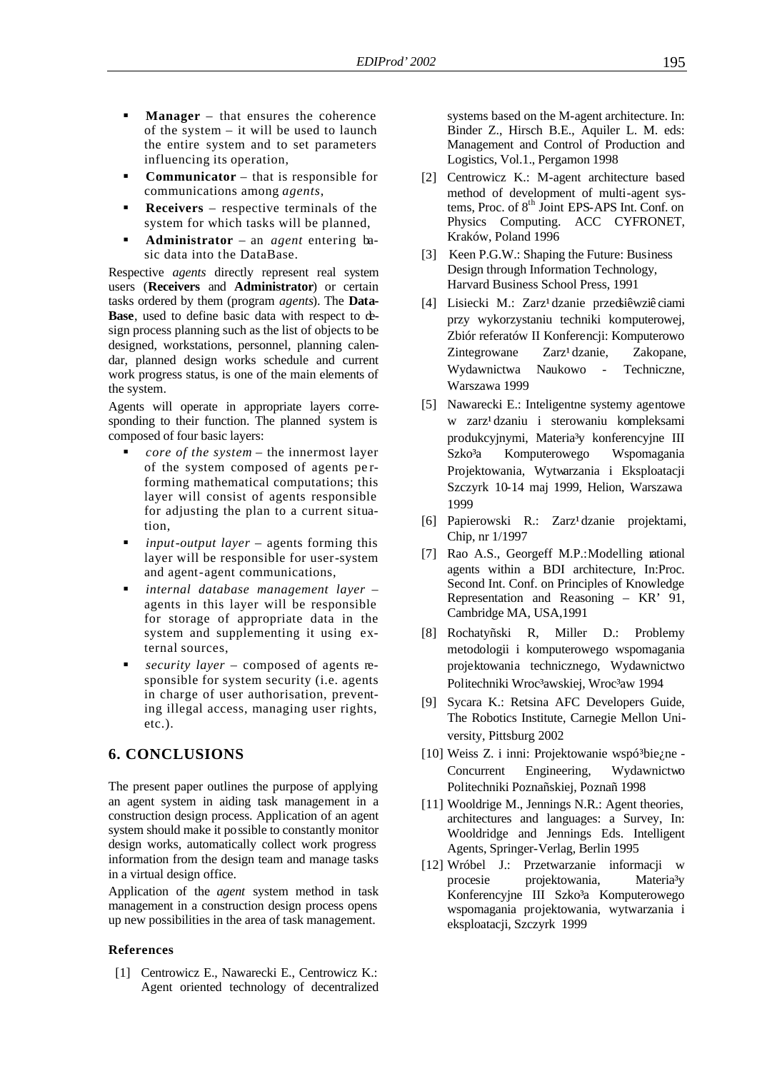- **Manager** – that ensures the coherence of the system – it will be used to launch the entire system and to set parameters influencing its operation,
- **Communicator** – that is responsible for communications among *agents*,
- **Receivers** – respective terminals of the system for which tasks will be planned,
- **Administrator** – an *agent* entering basic data into the DataBase.

Respective *agents* directly represent real system users (**Receivers** and **Administrator**) or certain tasks ordered by them (program *agents*). The **DataBase**, used to define basic data with respect to design process planning such as the list of objects to be designed, workstations, personnel, planning calendar, planned design works schedule and current work progress status, is one of the main elements of the system.

Agents will operate in appropriate layers corresponding to their function. The planned system is composed of four basic layers:

- *core of the system* – the innermost layer of the system composed of agents performing mathematical computations; this layer will consist of agents responsible for adjusting the plan to a current situation,
- *input-output layer* – agents forming this layer will be responsible for user-system and agent-agent communications,
- *internal database management layer* – agents in this layer will be responsible for storage of appropriate data in the system and supplementing it using external sources,
- *security layer* – composed of agents responsible for system security (i.e. agents in charge of user authorisation, preventing illegal access, managing user rights, etc.).

## 6. CONCLUSIONS

The present paper outlines the purpose of applying an agent system in aiding task management in a construction design process. Application of an agent system should make it possible to constantly monitor design works, automatically collect work progress information from the design team and manage tasks in a virtual design office.

Application of the *agent* system method in task management in a construction design process opens up new possibilities in the area of task management.

### References

[1] Centrowicz E., Nawarecki E., Centrowicz K.: Agent oriented technology of decentralized systems based on the M-agent architecture. In: Binder Z., Hirsch B.E., Aquiler L. M. eds: Management and Control of Production and Logistics, Vol.1., Pergamon 1998

[2] Centrowicz K.: M-agent architecture based method of development of multi-agent systems, Proc. of 8th Joint EPS-APS Int. Conf. on Physics Computing. ACC CYFRONET, Kraków, Poland 1996

[3] Keen P.G.W.: Shaping the Future: Business Design through Information Technology, Harvard Business School Press, 1991

[4] Lisiecki M.: Zarz¹dzanie przedsiêwziêciami przy wykorzystaniu techniki komputerowej, Zbiór referatów II Konferencji: Komputerowo Zintegrowane Zarz¹dzanie, Zakopane, Wydawnictwa Naukowo - Techniczne, Warszawa 1999

[5] Nawarecki E.: Inteligentne systemy agentowe w zarz¹dzaniu i sterowaniu kompleksami produkcyjnymi, Materia³y konferencyjne III Szko³a Komputerowego Wspomagania Projektowania, Wytwarzania i Eksploatacji Szczyrk 10-14 maj 1999, Helion, Warszawa 1999

[6] Papierowski R.: Zarz¹dzanie projektami, Chip, nr 1/1997

[7] Rao A.S., Georgeff M.P.:Modelling rational agents within a BDI architecture, In:Proc. Second Int. Conf. on Principles of Knowledge Representation and Reasoning – KR' 91, Cambridge MA, USA,1991

[8] Rochatyñski R, Miller D.: Problemy metodologii i komputerowego wspomagania projektowania technicznego, Wydawnictwo Politechniki Wroc³awskiej, Wroc³aw 1994

[9] Sycara K.: Retsina AFC Developers Guide, The Robotics Institute, Carnegie Mellon University, Pittsburg 2002

[10] Weiss Z. i inni: Projektowanie wspó³bie¿ne - Concurrent Engineering, Wydawnictwo Politechniki Poznañskiej, Poznañ 1998

[11] Wooldrige M., Jennings N.R.: Agent theories, architectures and languages: a Survey, In: Wooldridge and Jennings Eds. Intelligent Agents, Springer-Verlag, Berlin 1995

[12] Wróbel J.: Przetwarzanie informacji w procesie projektowania, Materia³y Konferencyjne III Szko³a Komputerowego wspomagania projektowania, wytwarzania i eksploatacji, Szczyrk 1999